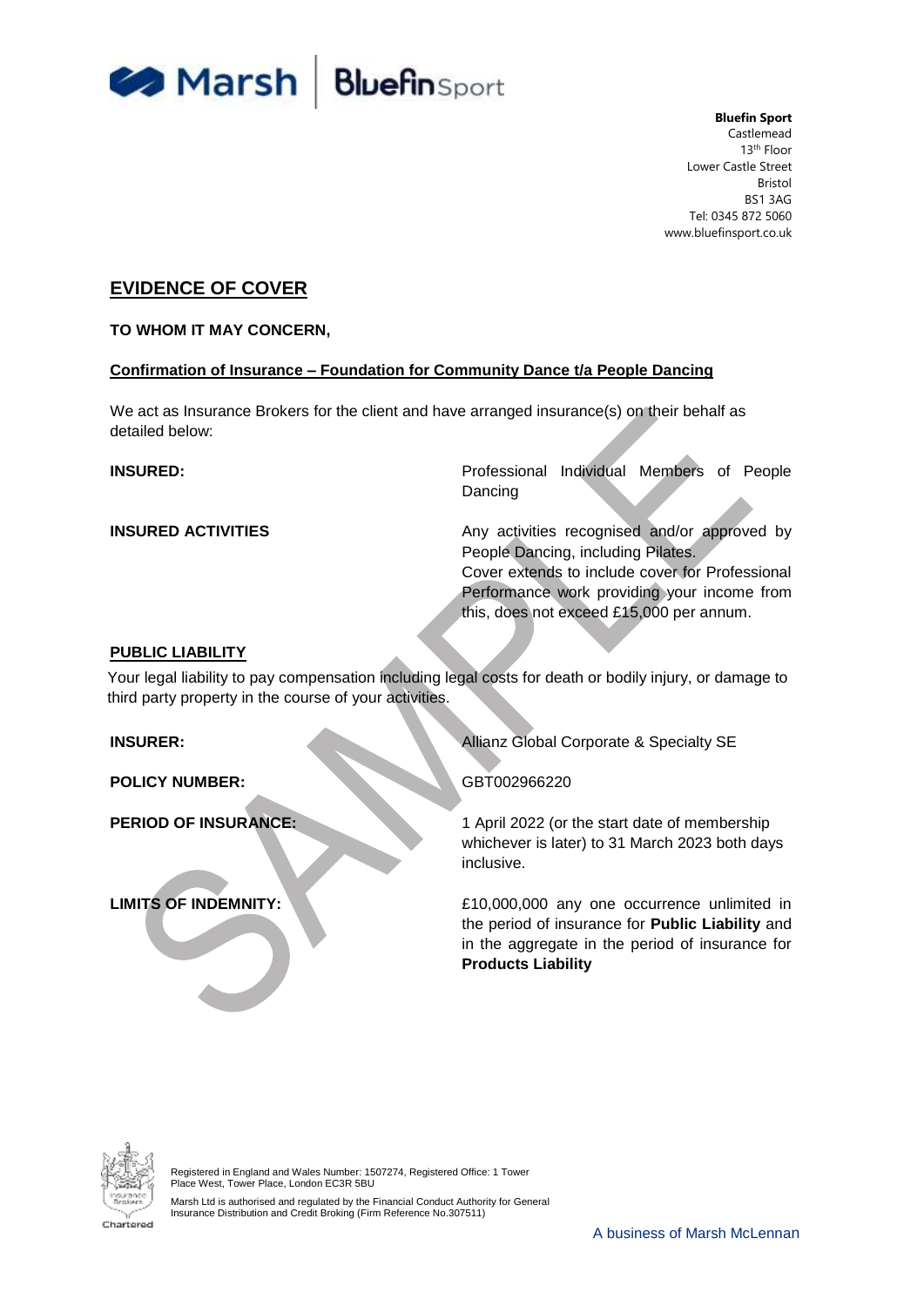**Bluefin Sport**
Castlemead
13th Floor
Lower Castle Street
Bristol
BS1 3AG
Tel: 0345 872 5060
www.bluefinsport.co.uk

# EVIDENCE OF COVER

**TO WHOM IT MAY CONCERN,**

**Confirmation of Insurance – Foundation for Community Dance t/a People Dancing**

We act as Insurance Brokers for the client and have arranged insurance(s) on their behalf as detailed below:

**INSURED:** Professional Individual Members of People Dancing

**INSURED ACTIVITIES** Any activities recognised and/or approved by People Dancing, including Pilates. Cover extends to include cover for Professional Performance work providing your income from this, does not exceed £15,000 per annum.

## PUBLIC LIABILITY

Your legal liability to pay compensation including legal costs for death or bodily injury, or damage to third party property in the course of your activities.

**INSURER:** Allianz Global Corporate & Specialty SE

**POLICY NUMBER:** GBT002966220

**PERIOD OF INSURANCE:** 1 April 2022 (or the start date of membership whichever is later) to 31 March 2023 both days inclusive.

**LIMITS OF INDEMNITY:** £10,000,000 any one occurrence unlimited in the period of insurance for **Public Liability** and in the aggregate in the period of insurance for **Products Liability**

Registered in England and Wales Number: 1507274, Registered Office: 1 Tower Place West, Tower Place, London EC3R 5BU

Marsh Ltd is authorised and regulated by the Financial Conduct Authority for General Insurance Distribution and Credit Broking (Firm Reference No.307511)

A business of Marsh McLennan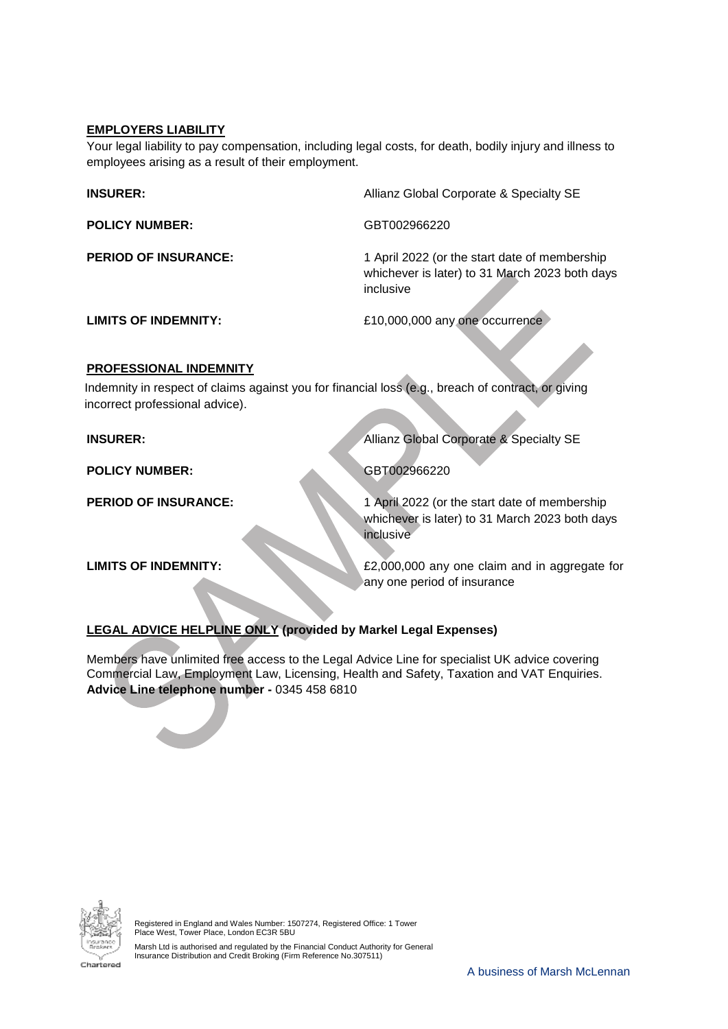**EMPLOYERS LIABILITY**

Your legal liability to pay compensation, including legal costs, for death, bodily injury and illness to employees arising as a result of their employment.

| | |
|---|---|
| **INSURER:** | Allianz Global Corporate & Specialty SE |
| **POLICY NUMBER:** | GBT002966220 |
| **PERIOD OF INSURANCE:** | 1 April 2022 (or the start date of membership whichever is later) to 31 March 2023 both days inclusive |
| **LIMITS OF INDEMNITY:** | £10,000,000 any one occurrence |

**PROFESSIONAL INDEMNITY**

Indemnity in respect of claims against you for financial loss (e.g., breach of contract, or giving incorrect professional advice).

| | |
|---|---|
| **INSURER:** | Allianz Global Corporate & Specialty SE |
| **POLICY NUMBER:** | GBT002966220 |
| **PERIOD OF INSURANCE:** | 1 April 2022 (or the start date of membership whichever is later) to 31 March 2023 both days inclusive |
| **LIMITS OF INDEMNITY:** | £2,000,000 any one claim and in aggregate for any one period of insurance |

**LEGAL ADVICE HELPLINE ONLY (provided by Markel Legal Expenses)**

Members have unlimited free access to the Legal Advice Line for specialist UK advice covering Commercial Law, Employment Law, Licensing, Health and Safety, Taxation and VAT Enquiries.
**Advice Line telephone number -** 0345 458 6810

Registered in England and Wales Number: 1507274, Registered Office: 1 Tower Place West, Tower Place, London EC3R 5BU

Marsh Ltd is authorised and regulated by the Financial Conduct Authority for General Insurance Distribution and Credit Broking (Firm Reference No.307511)

A business of Marsh McLennan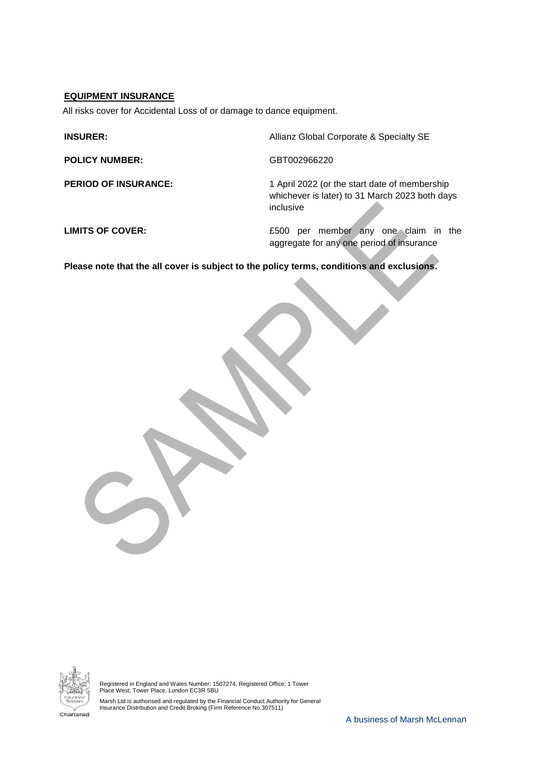**EQUIPMENT INSURANCE**

All risks cover for Accidental Loss of or damage to dance equipment.

| | |
|---|---|
| **INSURER:** | Allianz Global Corporate & Specialty SE |
| **POLICY NUMBER:** | GBT002966220 |
| **PERIOD OF INSURANCE:** | 1 April 2022 (or the start date of membership whichever is later) to 31 March 2023 both days inclusive |
| **LIMITS OF COVER:** | £500 per member any one claim in the aggregate for any one period of insurance |

**Please note that the all cover is subject to the policy terms, conditions and exclusions.**

Registered in England and Wales Number: 1507274, Registered Office: 1 Tower Place West, Tower Place, London EC3R 5BU

Marsh Ltd is authorised and regulated by the Financial Conduct Authority for General Insurance Distribution and Credit Broking (Firm Reference No.307511)

A business of Marsh McLennan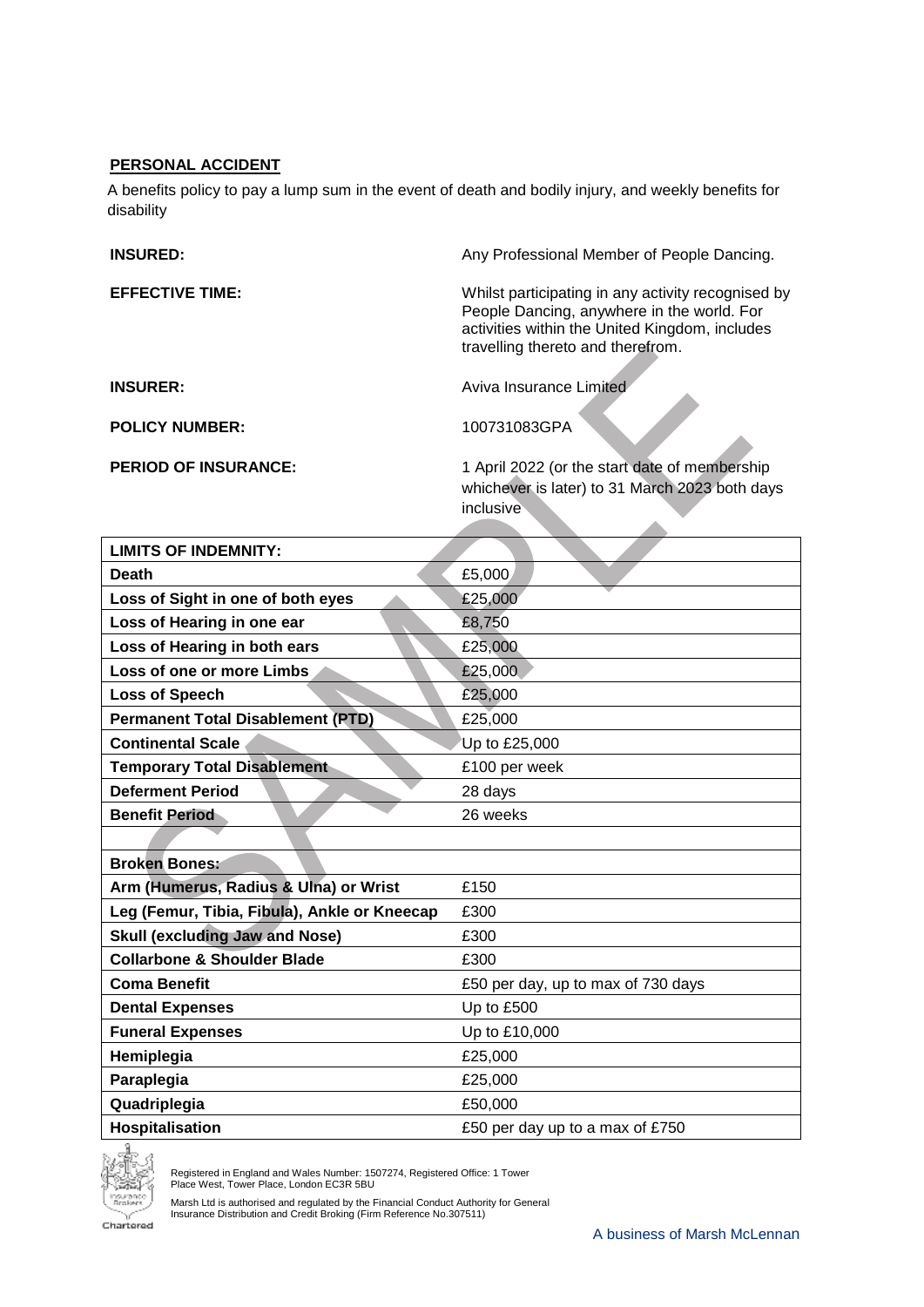## PERSONAL ACCIDENT

A benefits policy to pay a lump sum in the event of death and bodily injury, and weekly benefits for disability

**INSURED:** Any Professional Member of People Dancing.

**EFFECTIVE TIME:** Whilst participating in any activity recognised by People Dancing, anywhere in the world. For activities within the United Kingdom, includes travelling thereto and therefrom.

**INSURER:** Aviva Insurance Limited

**POLICY NUMBER:** 100731083GPA

**PERIOD OF INSURANCE:** 1 April 2022 (or the start date of membership whichever is later) to 31 March 2023 both days inclusive

| **LIMITS OF INDEMNITY:** | |
|---|---|
| **Death** | £5,000 |
| **Loss of Sight in one of both eyes** | £25,000 |
| **Loss of Hearing in one ear** | £8,750 |
| **Loss of Hearing in both ears** | £25,000 |
| **Loss of one or more Limbs** | £25,000 |
| **Loss of Speech** | £25,000 |
| **Permanent Total Disablement (PTD)** | £25,000 |
| **Continental Scale** | Up to £25,000 |
| **Temporary Total Disablement** | £100 per week |
| **Deferment Period** | 28 days |
| **Benefit Period** | 26 weeks |
| | |
| **Broken Bones:** | |
| **Arm (Humerus, Radius & Ulna) or Wrist** | £150 |
| **Leg (Femur, Tibia, Fibula), Ankle or Kneecap** | £300 |
| **Skull (excluding Jaw and Nose)** | £300 |
| **Collarbone & Shoulder Blade** | £300 |
| **Coma Benefit** | £50 per day, up to max of 730 days |
| **Dental Expenses** | Up to £500 |
| **Funeral Expenses** | Up to £10,000 |
| **Hemiplegia** | £25,000 |
| **Paraplegia** | £25,000 |
| **Quadriplegia** | £50,000 |
| **Hospitalisation** | £50 per day up to a max of £750 |

SAMPLE

Registered in England and Wales Number: 1507274, Registered Office: 1 Tower Place West, Tower Place, London EC3R 5BU

Marsh Ltd is authorised and regulated by the Financial Conduct Authority for General Insurance Distribution and Credit Broking (Firm Reference No.307511)

Chartered

A business of Marsh McLennan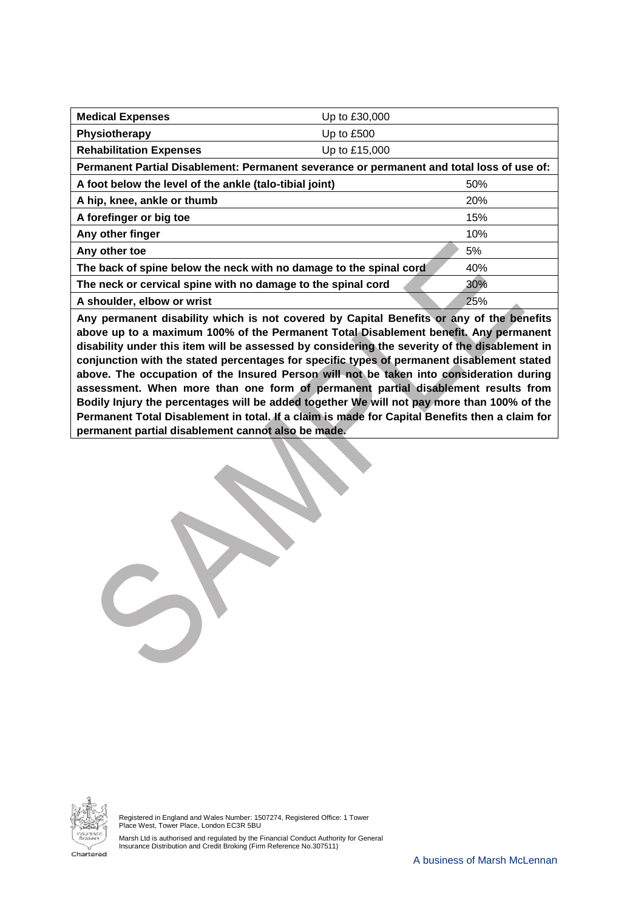| **Medical Expenses** | Up to £30,000 |
|---|---|
| **Physiotherapy** | Up to £500 |
| **Rehabilitation Expenses** | Up to £15,000 |
| **Permanent Partial Disablement: Permanent severance or permanent and total loss of use of:** | |
| **A foot below the level of the ankle (talo-tibial joint)** | 50% |
| **A hip, knee, ankle or thumb** | 20% |
| **A forefinger or big toe** | 15% |
| **Any other finger** | 10% |
| **Any other toe** | 5% |
| **The back of spine below the neck with no damage to the spinal cord** | 40% |
| **The neck or cervical spine with no damage to the spinal cord** | 30% |
| **A shoulder, elbow or wrist** | 25% |
| **Any permanent disability which is not covered by Capital Benefits or any of the benefits above up to a maximum 100% of the Permanent Total Disablement benefit. Any permanent disability under this item will be assessed by considering the severity of the disablement in conjunction with the stated percentages for specific types of permanent disablement stated above. The occupation of the Insured Person will not be taken into consideration during assessment. When more than one form of permanent partial disablement results from Bodily Injury the percentages will be added together We will not pay more than 100% of the Permanent Total Disablement in total. If a claim is made for Capital Benefits then a claim for permanent partial disablement cannot also be made.** | |

Registered in England and Wales Number: 1507274, Registered Office: 1 Tower Place West, Tower Place, London EC3R 5BU

Marsh Ltd is authorised and regulated by the Financial Conduct Authority for General Insurance Distribution and Credit Broking (Firm Reference No.307511)

A business of Marsh McLennan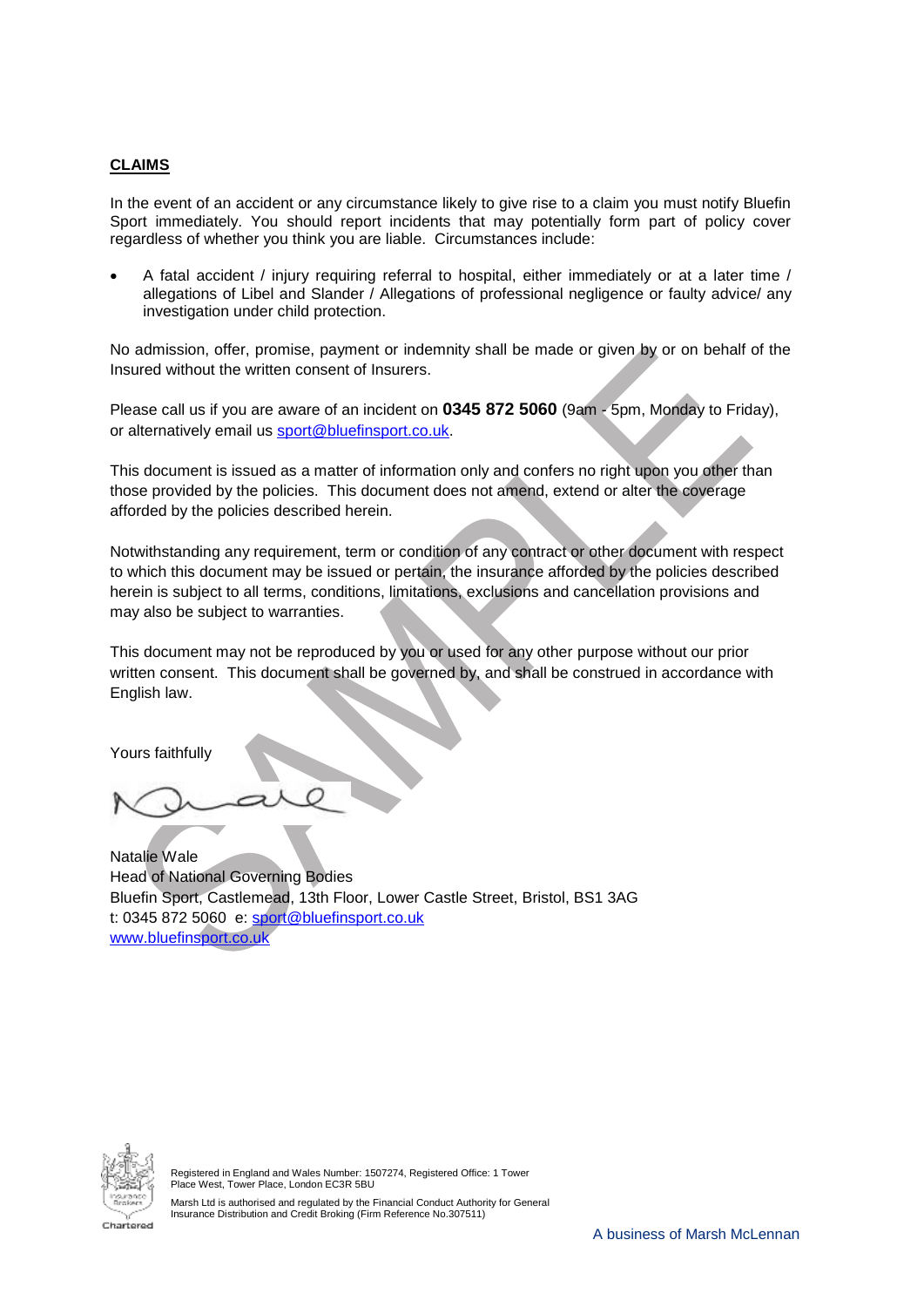**CLAIMS**

In the event of an accident or any circumstance likely to give rise to a claim you must notify Bluefin Sport immediately. You should report incidents that may potentially form part of policy cover regardless of whether you think you are liable. Circumstances include:

- A fatal accident / injury requiring referral to hospital, either immediately or at a later time / allegations of Libel and Slander / Allegations of professional negligence or faulty advice/ any investigation under child protection.

No admission, offer, promise, payment or indemnity shall be made or given by or on behalf of the Insured without the written consent of Insurers.

Please call us if you are aware of an incident on **0345 872 5060** (9am - 5pm, Monday to Friday), or alternatively email us sport@bluefinsport.co.uk.

This document is issued as a matter of information only and confers no right upon you other than those provided by the policies. This document does not amend, extend or alter the coverage afforded by the policies described herein.

Notwithstanding any requirement, term or condition of any contract or other document with respect to which this document may be issued or pertain, the insurance afforded by the policies described herein is subject to all terms, conditions, limitations, exclusions and cancellation provisions and may also be subject to warranties.

This document may not be reproduced by you or used for any other purpose without our prior written consent. This document shall be governed by, and shall be construed in accordance with English law.

Yours faithfully

Natalie Wale
Head of National Governing Bodies
Bluefin Sport, Castlemead, 13th Floor, Lower Castle Street, Bristol, BS1 3AG
t: 0345 872 5060 e: sport@bluefinsport.co.uk
www.bluefinsport.co.uk

Registered in England and Wales Number: 1507274, Registered Office: 1 Tower Place West, Tower Place, London EC3R 5BU

Marsh Ltd is authorised and regulated by the Financial Conduct Authority for General Insurance Distribution and Credit Broking (Firm Reference No.307511)

A business of Marsh McLennan